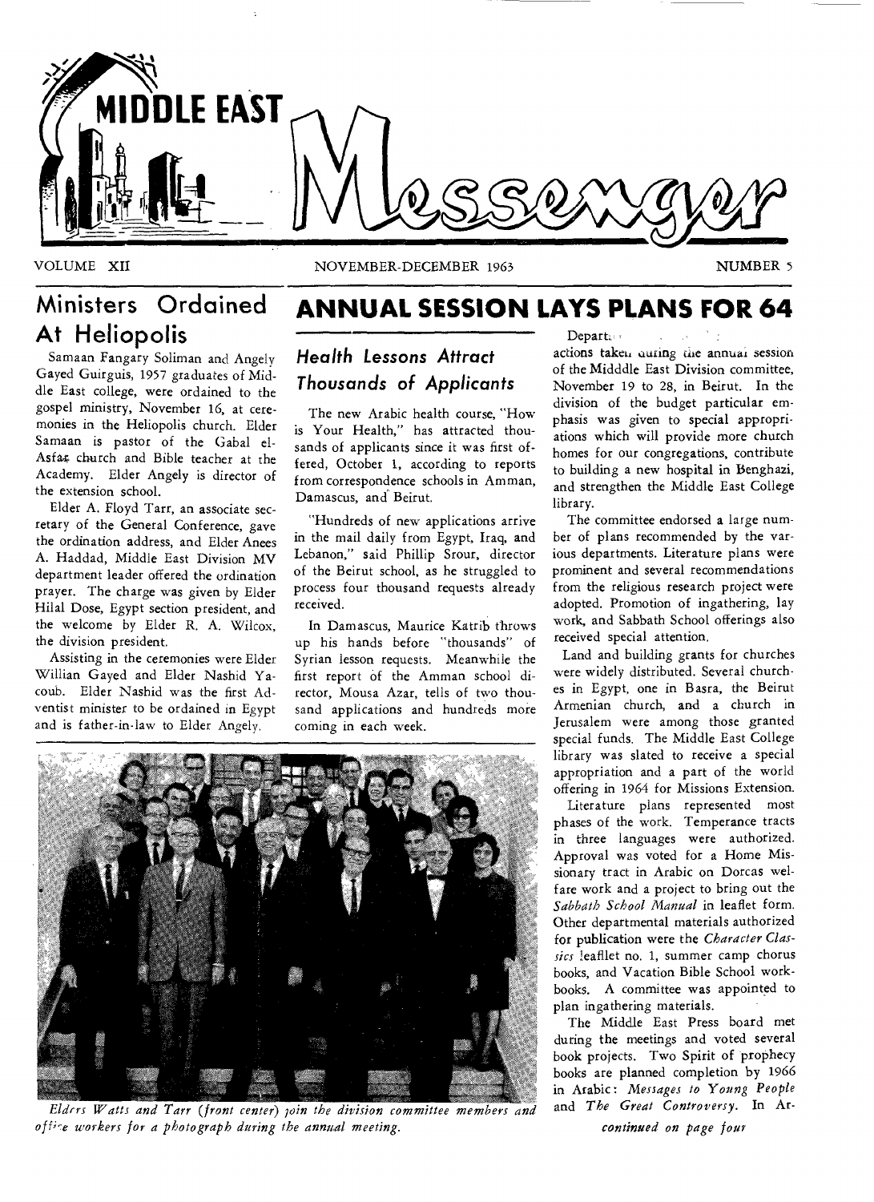# MIDDLE EAST Messenger

VOLUME XII — NOVEMBER-DECEMBER 1963 — NUMBER 5

## Ministers Ordained At Heliopolis

Samaan Fangary Soliman and Angely Gayed Guirguis, 1957 graduates of Middle East college, were ordained to the gospel ministry, November 16, at ceremonies in the Heliopolis church. Elder Samaan is pastor of the Gabal el-Asfar church and Bible teacher at the Academy. Elder Angely is director of the extension school.

Elder A. Floyd Tarr, an associate secretary of the General Conference, gave the ordination address, and Elder Anees A. Haddad, Middle East Division MV department leader offered the ordination prayer. The charge was given by Elder Hilal Dose, Egypt section president, and the welcome by Elder R. A. Wilcox, the division president.

Assisting in the ceremonies were Elder Willian Gayed and Elder Nashid Yacoub. Elder Nashid was the first Adventist minister to be ordained in Egypt and is father-in-law to Elder Angely.

## ANNUAL SESSION LAYS PLANS FOR 64

### *Health Lessons Attract Thousands of Applicants*

The new Arabic health course, "How is Your Health," has attracted thousands of applicants since it was first offered, October 1, according to reports from correspondence schools in Amman, Damascus, and Beirut.

"Hundreds of new applications arrive in the mail daily from Egypt, Iraq, and Lebanon," said Phillip Srour, director of the Beirut school, as he struggled to process four thousand requests already received.

In Damascus, Maurice Katrib throws up his hands before "thousands" of Syrian lesson requests. Meanwhile the first report of the Amman school director, Mousa Azar, tells of two thousand applications and hundreds more coming in each week.

*Elders Watts and Tarr (front center) join the division committee members and office workers for a photograph during the annual meeting.*

Depart... actions taken during the annual session of the Midddle East Division committee, November 19 to 28, in Beirut. In the division of the budget particular emphasis was given to special appropriations which will provide more church homes for our congregations, contribute to building a new hospital in Benghazi, and strengthen the Middle East College library.

The committee endorsed a large number of plans recommended by the various departments. Literature plans were prominent and several recommendations from the religious research project were adopted. Promotion of ingathering, lay work, and Sabbath School offerings also received special attention.

Land and building grants for churches were widely distributed. Several churches in Egypt, one in Basra, the Beirut Armenian church, and a church in Jerusalem were among those granted special funds. The Middle East College library was slated to receive a special appropriation and a part of the world offering in 1964 for Missions Extension.

Literature plans represented most phases of the work. Temperance tracts in three languages were authorized. Approval was voted for a Home Missionary tract in Arabic on Dorcas welfare work and a project to bring out the *Sabbath School Manual* in leaflet form. Other departmental materials authorized for publication were the *Character Classics* leafllet no. 1, summer camp chorus books, and Vacation Bible School workbooks. A committee was appointed to plan ingathering materials.

The Middle East Press board met during the meetings and voted several book projects. Two Spirit of prophecy books are planned completion by 1966 in Arabic: *Messages to Young People* and *The Great Controversy*. In Ar-

*continued on page four*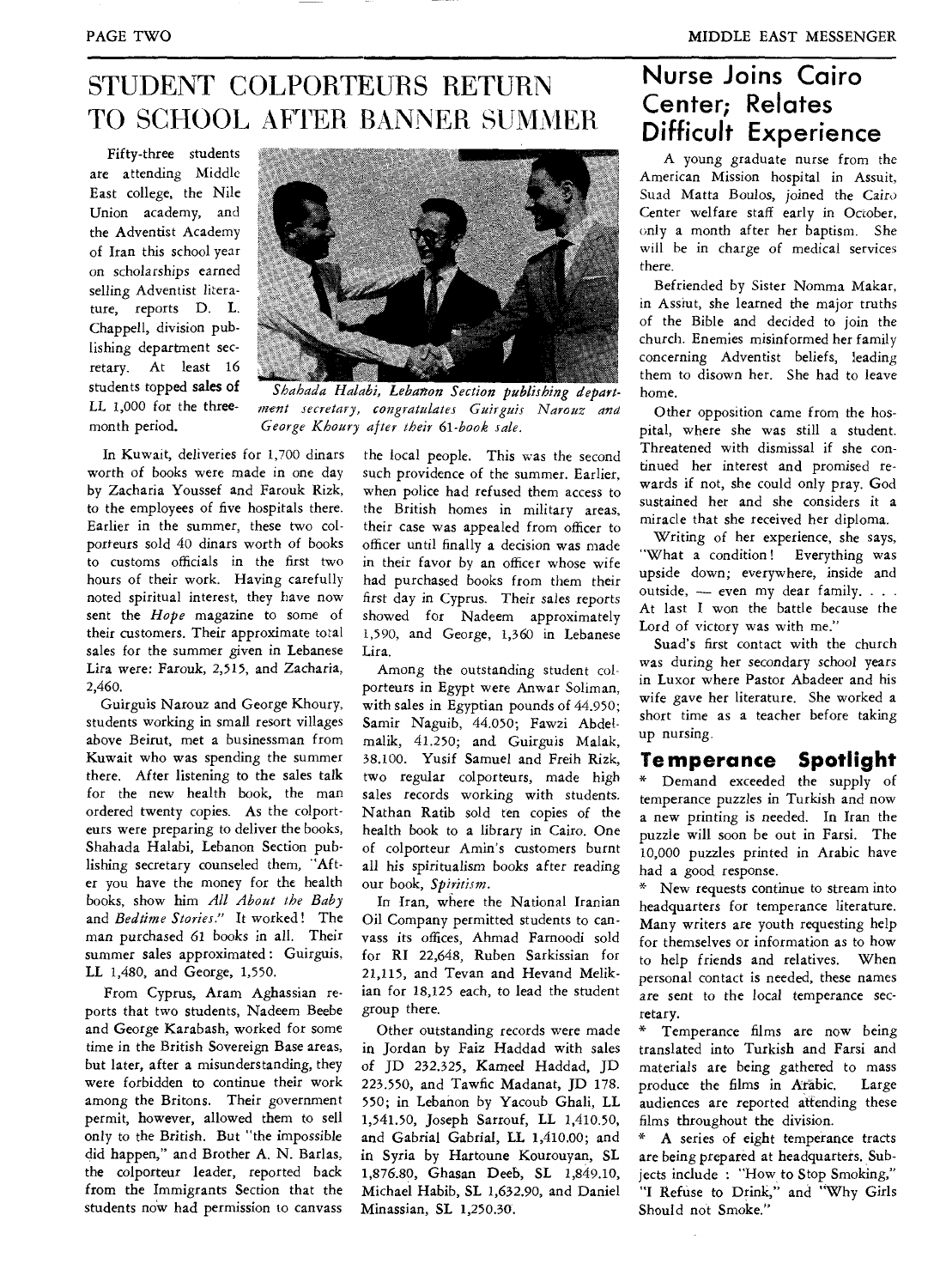# STUDENT COLPORTEURS RETURN TO SCHOOL AFTER BANNER SUMMER

Fifty-three students are attending Middle East college, the Nile Union academy, and the Adventist Academy of Iran this school year on scholarships earned selling Adventist literature, reports D. L. Chappell, division publishing department secretary. At least 16 students topped sales of LL 1,000 for the three-month period.

*Shahada Halabi, Lebanon Section publishing department secretary, congratulates Guirguis Narouz and George Khoury after their 61-book sale.*

In Kuwait, deliveries for 1,700 dinars worth of books were made in one day by Zacharia Youssef and Farouk Rizk, to the employees of five hospitals there. Earlier in the summer, these two colporteurs sold 40 dinars worth of books to customs officials in the first two hours of their work. Having carefully noted spiritual interest, they have now sent the *Hope* magazine to some of their customers. Their approximate total sales for the summer given in Lebanese Lira were: Farouk, 2,515, and Zacharia, 2,460.

Guirguis Narouz and George Khoury, students working in small resort villages above Beirut, met a businessman from Kuwait who was spending the summer there. After listening to the sales talk for the new health book, the man ordered twenty copies. As the colporteurs were preparing to deliver the books, Shahada Halabi, Lebanon Section publishing secretary counseled them, "After you have the money for the health books, show him *All About the Baby* and *Bedtime Stories*." It worked! The man purchased 61 books in all. Their summer sales approximated: Guirguis, LL 1,480, and George, 1,550.

From Cyprus, Aram Aghassian reports that two students, Nadeem Beebe and George Karabash, worked for some time in the British Sovereign Base areas, but later, after a misunderstanding, they were forbidden to continue their work among the Britons. Their government permit, however, allowed them to sell only to the British. But "the impossible did happen," and Brother A. N. Barlas, the colporteur leader, reported back from the Immigrants Section that the students now had permission to canvass the local people. This was the second such providence of the summer. Earlier, when police had refused them access to the British homes in military areas, their case was appealed from officer to officer until finally a decision was made in their favor by an officer whose wife had purchased books from them their first day in Cyprus. Their sales reports showed for Nadeem approximately 1,590, and George, 1,360 in Lebanese Lira.

Among the outstanding student colporteurs in Egypt were Anwar Soliman, with sales in Egyptian pounds of 44.950; Samir Naguib, 44.050; Fawzi Abdelmalik, 41.250; and Guirguis Malak, 38.100. Yusif Samuel and Freih Rizk, two regular colporteurs, made high sales records working with students. Nathan Ratib sold ten copies of the health book to a library in Cairo. One of colporteur Amin's customers burnt all his spiritualism books after reading our book, *Spiritism*.

In Iran, where the National Iranian Oil Company permitted students to canvass its offices, Ahmad Farnoodi sold for RI 22,648, Ruben Sarkissian for 21,115, and Tevan and Hevand Melikian for 18,125 each, to lead the student group there.

Other outstanding records were made in Jordan by Faiz Haddad with sales of JD 232.325, Kameel Haddad, JD 223.550, and Tawfic Madanat, JD 178.550; in Lebanon by Yacoub Ghali, LL 1,541.50, Joseph Sarrouf, LL 1,410.50, and Gabrial Gabrial, LL 1,410.00; and in Syria by Hartoune Kourouyan, SL 1,876.80, Ghasan Deeb, SL 1,849.10, Michael Habib, SL 1,632.90, and Daniel Minassian, SL 1,250.30.

# Nurse Joins Cairo Center; Relates Difficult Experience

A young graduate nurse from the American Mission hospital in Assuit, Suad Matta Boulos, joined the Cairo Center welfare staff early in October, only a month after her baptism. She will be in charge of medical services there.

Befriended by Sister Nomma Makar, in Assiut, she learned the major truths of the Bible and decided to join the church. Enemies misinformed her family concerning Adventist beliefs, leading them to disown her. She had to leave home.

Other opposition came from the hospital, where she was still a student. Threatened with dismissal if she continued her interest and promised rewards if not, she could only pray. God sustained her and she considers it a miracle that she received her diploma.

Writing of her experience, she says, "What a condition! Everything was upside down; everywhere, inside and outside, — even my dear family. . . . At last I won the battle because the Lord of victory was with me."

Suad's first contact with the church was during her secondary school years in Luxor where Pastor Abadeer and his wife gave her literature. She worked a short time as a teacher before taking up nursing.

## Temperance Spotlight

* Demand exceeded the supply of temperance puzzles in Turkish and now a new printing is needed. In Iran the puzzle will soon be out in Farsi. The 10,000 puzzles printed in Arabic have had a good response.

* New requests continue to stream into headquarters for temperance literature. Many writers are youth requesting help for themselves or information as to how to help friends and relatives. When personal contact is needed, these names are sent to the local temperance secretary.

* Temperance films are now being translated into Turkish and Farsi and materials are being gathered to mass produce the films in Arabic. Large audiences are reported attending these films throughout the division.

* A series of eight temperance tracts are being prepared at headquarters. Subjects include : "How to Stop Smoking," "I Refuse to Drink," and "Why Girls Should not Smoke."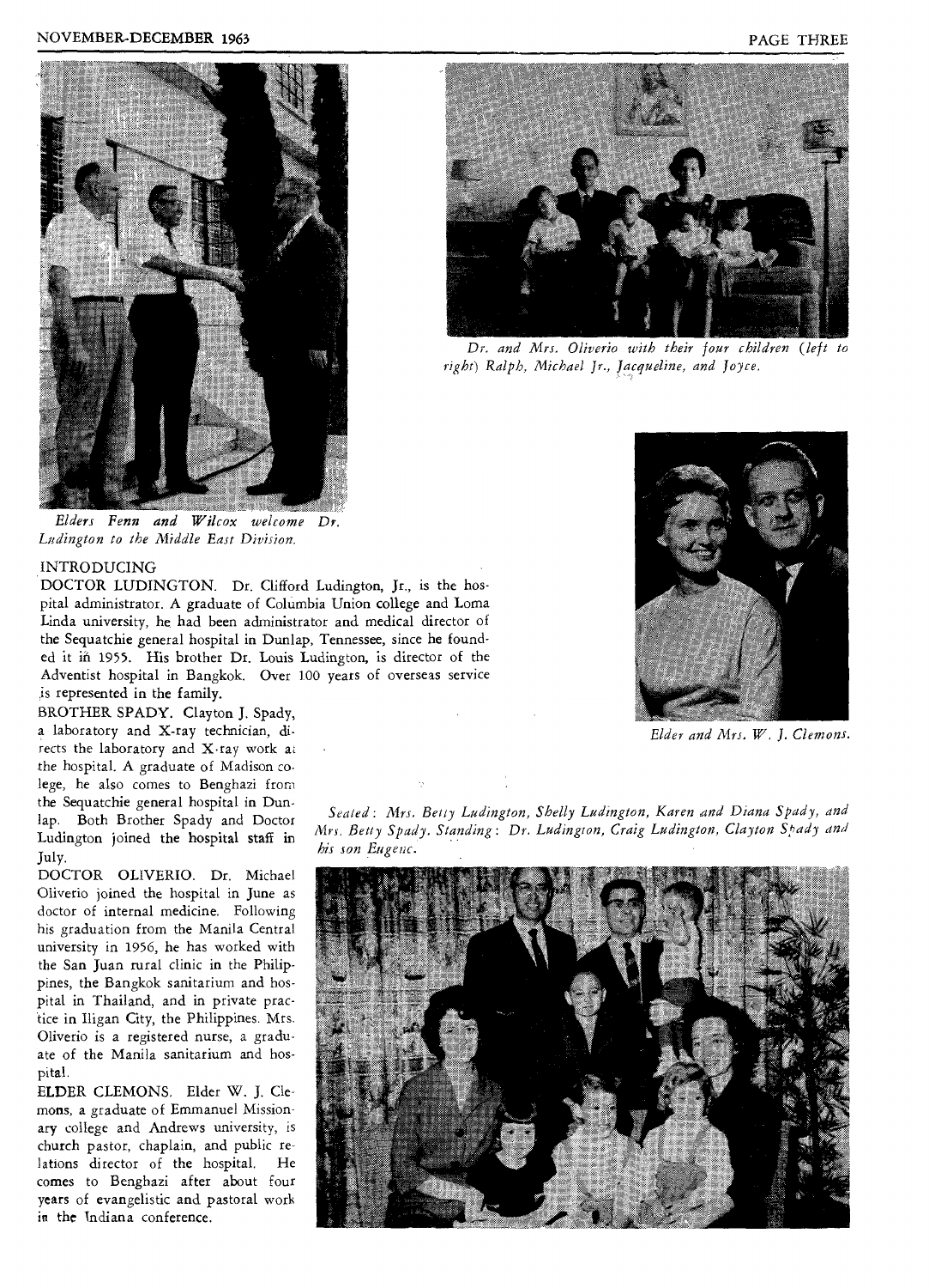*Elders Fenn and Wilcox welcome Dr. Ludington to the Middle East Division.*

*Dr. and Mrs. Oliverio with their four children (left to right) Ralph, Michael Jr., Jacqueline, and Joyce.*

*Elder and Mrs. W. J. Clemons.*

INTRODUCING

DOCTOR LUDINGTON. Dr. Clifford Ludington, Jr., is the hospital administrator. A graduate of Columbia Union college and Loma Linda university, he had been administrator and medical director of the Sequatchie general hospital in Dunlap, Tennessee, since he founded it in 1955. His brother Dr. Louis Ludington, is director of the Adventist hospital in Bangkok. Over 100 years of overseas service is represented in the family.

BROTHER SPADY. Clayton J. Spady, a laboratory and X-ray technician, directs the laboratory and X-ray work at the hospital. A graduate of Madison college, he also comes to Benghazi from the Sequatchie general hospital in Dunlap. Both Brother Spady and Doctor Ludington joined the hospital staff in July.

DOCTOR OLIVERIO. Dr. Michael Oliverio joined the hospital in June as doctor of internal medicine. Following his graduation from the Manila Central university in 1956, he has worked with the San Juan rural clinic in the Philippines, the Bangkok sanitarium and hospital in Thailand, and in private practice in Iligan City, the Philippines. Mrs. Oliverio is a registered nurse, a graduate of the Manila sanitarium and hospital.

ELDER CLEMONS. Elder W. J. Clemons, a graduate of Emmanuel Missionary college and Andrews university, is church pastor, chaplain, and public relations director of the hospital. He comes to Benghazi after about four years of evangelistic and pastoral work in the Indiana conference.

*Seated: Mrs. Betty Ludington, Shelly Ludington, Karen and Diana Spady, and Mrs. Betty Spady. Standing: Dr. Ludington, Craig Ludington, Clayton Spady and his son Eugene.*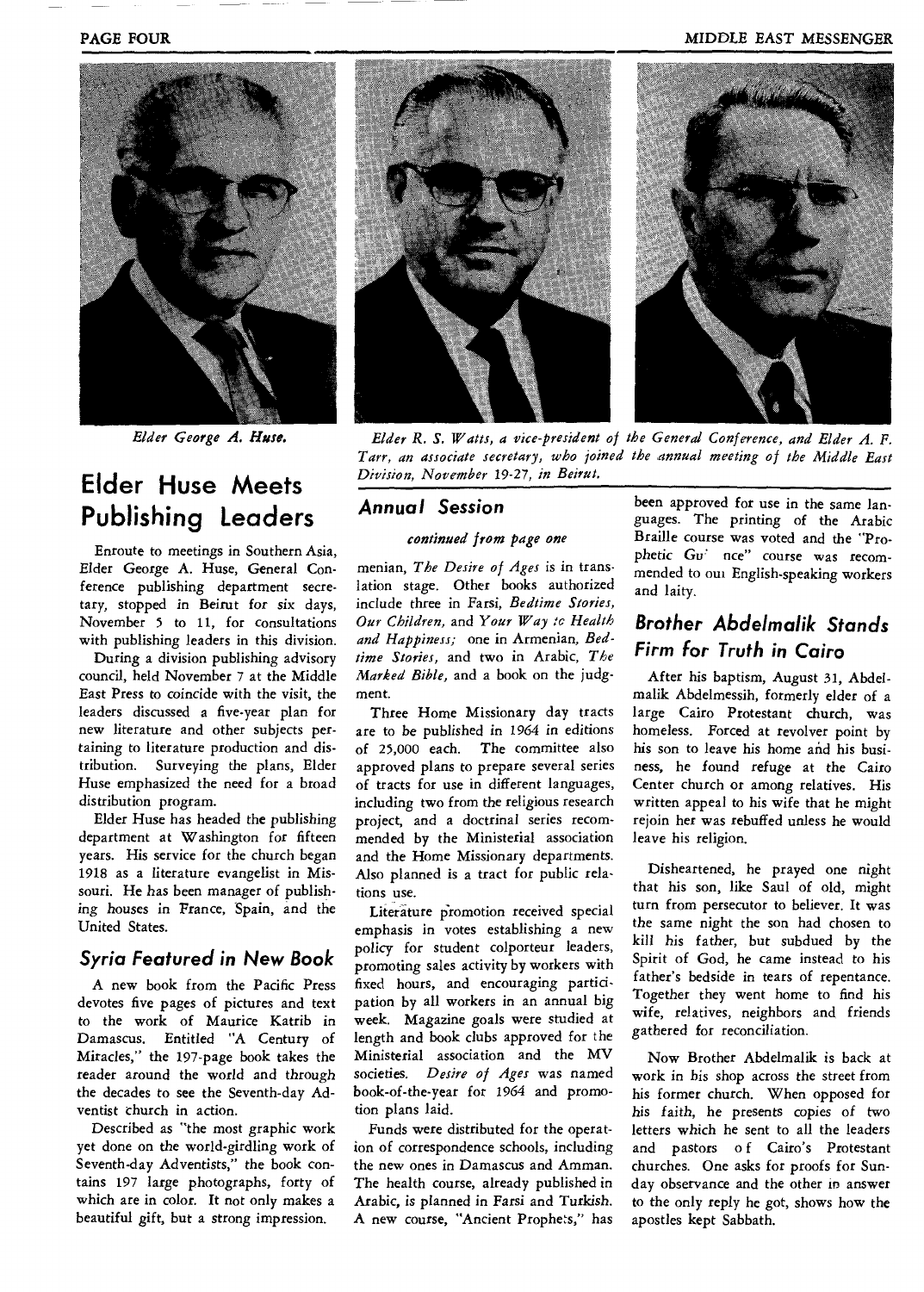*Elder George A. Huse.*

*Elder R. S. Watts, a vice-president of the General Conference, and Elder A. F. Tarr, an associate secretary, who joined the annual meeting of the Middle East Division, November 19-27, in Beirut.*

## Elder Huse Meets Publishing Leaders

Enroute to meetings in Southern Asia, Elder George A. Huse, General Conference publishing department secretary, stopped in Beirut for six days, November 5 to 11, for consultations with publishing leaders in this division.

During a division publishing advisory council, held November 7 at the Middle East Press to coincide with the visit, the leaders discussed a five-year plan for new literature and other subjects pertaining to literature production and distribution. Surveying the plans, Elder Huse emphasized the need for a broad distribution program.

Elder Huse has headed the publishing department at Washington for fifteen years. His service for the church began 1918 as a literature evangelist in Missouri. He has been manager of publishing houses in France, Spain, and the United States.

### Syria Featured in New Book

A new book from the Pacific Press devotes five pages of pictures and text to the work of Maurice Katrib in Damascus. Entitled "A Century of Miracles," the 197-page book takes the reader around the world and through the decades to see the Seventh-day Adventist church in action.

Described as "the most graphic work yet done on the world-girdling work of Seventh-day Adventists," the book contains 197 large photographs, forty of which are in color. It not only makes a beautiful gift, but a strong impression.

### Annual Session

*continued from page one*

menian, *The Desire of Ages* is in translation stage. Other books authorized include three in Farsi, *Bedtime Stories, Our Children,* and *Your Way to Health and Happiness;* one in Armenian, *Bedtime Stories,* and two in Arabic, *The Marked Bible,* and a book on the judgment.

Three Home Missionary day tracts are to be published in 1964 in editions of 25,000 each. The committee also approved plans to prepare several series of tracts for use in different languages, including two from the religious research project, and a doctrinal series recommended by the Ministerial association and the Home Missionary departments. Also planned is a tract for public relations use.

Literature promotion received special emphasis in votes establishing a new policy for student colporteur leaders, promoting sales activity by workers with fixed hours, and encouraging participation by all workers in an annual big week. Magazine goals were studied at length and book clubs approved for the Ministerial association and the MV societies. *Desire of Ages* was named book-of-the-year for 1964 and promotion plans laid.

Funds were distributed for the operation of correspondence schools, including the new ones in Damascus and Amman. The health course, already published in Arabic, is planned in Farsi and Turkish. A new course, "Ancient Prophets," has been approved for use in the same languages. The printing of the Arabic Braille course was voted and the "Prophetic Gu' nce" course was recommended to our English-speaking workers and laity.

## Brother Abdelmalik Stands Firm for Truth in Cairo

After his baptism, August 31, Abdelmalik Abdelmessih, formerly elder of a large Cairo Protestant church, was homeless. Forced at revolver point by his son to leave his home and his business, he found refuge at the Cairo Center church or among relatives. His written appeal to his wife that he might rejoin her was rebuffed unless he would leave his religion.

Disheartened, he prayed one night that his son, like Saul of old, might turn from persecutor to believer. It was the same night the son had chosen to kill his father, but subdued by the Spirit of God, he came instead to his father's bedside in tears of repentance. Together they went home to find his wife, relatives, neighbors and friends gathered for reconciliation.

Now Brother Abdelmalik is back at work in his shop across the street from his former church. When opposed for his faith, he presents copies of two letters which he sent to all the leaders and pastors of Cairo's Protestant churches. One asks for proofs for Sunday observance and the other in answer to the only reply he got, shows how the apostles kept Sabbath.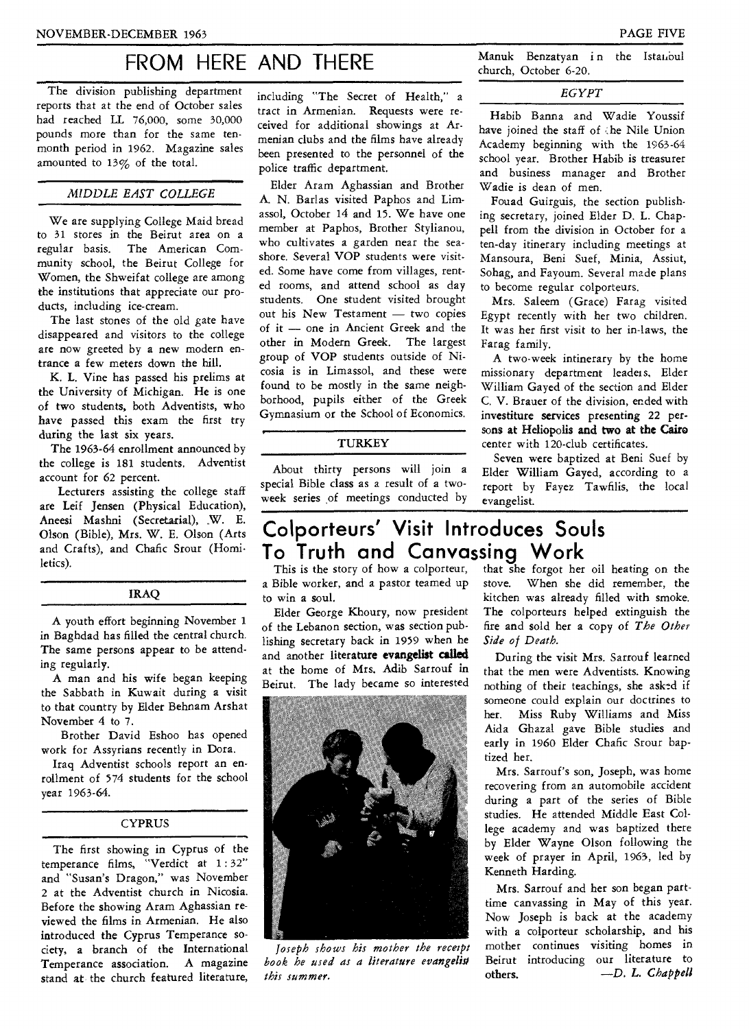# FROM HERE AND THERE

The division publishing department reports that at the end of October sales had reached LL 76,000, some 30,000 pounds more than for the same ten-month period in 1962. Magazine sales amounted to 13% of the total.

### *MIDDLE EAST COLLEGE*

We are supplying College Maid bread to 31 stores in the Beirut area on a regular basis. The American Community school, the Beirut College for Women, the Shweifat college are among the institutions that appreciate our products, including ice-cream.

The last stones of the old gate have disappeared and visitors to the college are now greeted by a new modern entrance a few meters down the hill.

K. L. Vine has passed his prelims at the University of Michigan. He is one of two students, both Adventists, who have passed this exam the first try during the last six years.

The 1963-64 enrollment announced by the college is 181 students. Adventist account for 62 percent.

Lecturers assisting the college staff are Leif Jensen (Physical Education), Aneesi Mashni (Secretarial), W. E. Olson (Bible), Mrs. W. E. Olson (Arts and Crafts), and Chafic Srour (Homiletics).

### IRAQ

A youth effort beginning November 1 in Baghdad has filled the central church. The same persons appear to be attending regularly.

A man and his wife began keeping the Sabbath in Kuwait during a visit to that country by Elder Behnam Arshat November 4 to 7.

Brother David Eshoo has opened work for Assyrians recently in Dora.

Iraq Adventist schools report an enrollment of 574 students for the school year 1963-64.

### CYPRUS

The first showing in Cyprus of the temperance films, "Verdict at 1:32" and "Susan's Dragon," was November 2 at the Adventist church in Nicosia. Before the showing Aram Aghassian reviewed the films in Armenian. He also introduced the Cyprus Temperance society, a branch of the International Temperance association. A magazine stand at the church featured literature, including "The Secret of Health," a tract in Armenian. Requests were received for additional showings at Armenian clubs and the films have already been presented to the personnel of the police traffic department.

Elder Aram Aghassian and Brother A. N. Barlas visited Paphos and Limassol, October 14 and 15. We have one member at Paphos, Brother Stylianou, who cultivates a garden near the seashore. Several VOP students were visited. Some have come from villages, rented rooms, and attend school as day students. One student visited brought out his New Testament — two copies of it — one in Ancient Greek and the other in Modern Greek. The largest group of VOP students outside of Nicosia is in Limassol, and these were found to be mostly in the same neighborhood, pupils either of the Greek Gymnasium or the School of Economics.

### TURKEY

About thirty persons will join a special Bible class as a result of a two-week series of meetings conducted by Manuk Benzatyan in the Istanbul church, October 6-20.

### *EGYPT*

Habib Banna and Wadie Youssif have joined the staff of the Nile Union Academy beginning with the 1963-64 school year. Brother Habib is treasurer and business manager and Brother Wadie is dean of men.

Fouad Guirguis, the section publishing secretary, joined Elder D. L. Chappell from the division in October for a ten-day itinerary including meetings at Mansoura, Beni Suef, Minia, Assiut, Sohag, and Fayoum. Several made plans to become regular colporteurs.

Mrs. Saleem (Grace) Farag visited Egypt recently with her two children. It was her first visit to her in-laws, the Farag family.

A two-week intinerary by the home missionary department leaders, Elder William Gayed of the section and Elder C. V. Brauer of the division, ended with investiture services presenting 22 persons at Heliopolis and two at the Cairo center with 120-club certificates.

Seven were baptized at Beni Suef by Elder William Gayed, according to a report by Fayez Tawfilis, the local evangelist.

## Colporteurs' Visit Introduces Souls To Truth and Canvassing Work

This is the story of how a colporteur, a Bible worker, and a pastor teamed up to win a soul.

Elder George Khoury, now president of the Lebanon section, was section publishing secretary back in 1959 when he and another literature evangelist called at the home of Mrs. Adib Sarrouf in Beirut. The lady became so interested that she forgot her oil heating on the stove. When she did remember, the kitchen was already filled with smoke. The colporteurs helped extinguish the fire and sold her a copy of *The Other Side of Death.*

*Joseph shows his mother the receipt book he used as a literature evangelist this summer.*

During the visit Mrs. Sarrouf learned that the men were Adventists. Knowing nothing of their teachings, she asked if someone could explain our doctrines to her. Miss Ruby Williams and Miss Aida Ghazal gave Bible studies and early in 1960 Elder Chafic Srour baptized her.

Mrs. Sarrouf's son, Joseph, was home recovering from an automobile accident during a part of the series of Bible studies. He attended Middle East College academy and was baptized there by Elder Wayne Olson following the week of prayer in April, 1963, led by Kenneth Harding.

Mrs. Sarrouf and her son began part-time canvassing in May of this year. Now Joseph is back at the academy with a colporteur scholarship, and his mother continues visiting homes in Beirut introducing our literature to others.

—*D. L. Chappell*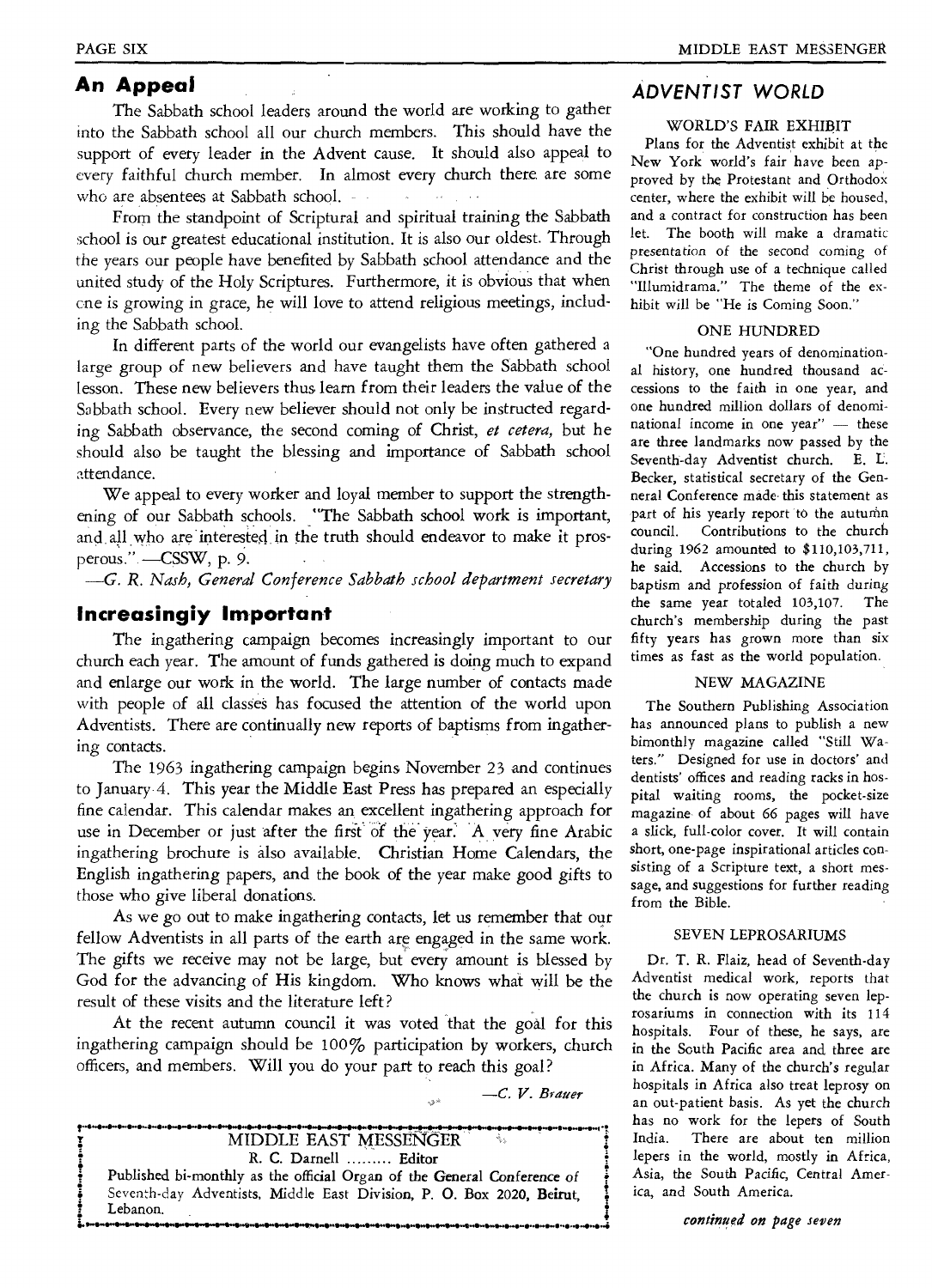## An Appeal

The Sabbath school leaders around the world are working to gather into the Sabbath school all our church members. This should have the support of every leader in the Advent cause. It should also appeal to every faithful church member. In almost every church there are some who are absentees at Sabbath school.

From the standpoint of Scriptural and spiritual training the Sabbath school is our greatest educational institution. It is also our oldest. Through the years our people have benefited by Sabbath school attendance and the united study of the Holy Scriptures. Furthermore, it is obvious that when one is growing in grace, he will love to attend religious meetings, including the Sabbath school.

In different parts of the world our evangelists have often gathered a large group of new believers and have taught them the Sabbath school lesson. These new believers thus learn from their leaders the value of the Sabbath school. Every new believer should not only be instructed regarding Sabbath observance, the second coming of Christ, *et cetera,* but he should also be taught the blessing and importance of Sabbath school attendance.

We appeal to every worker and loyal member to support the strengthening of our Sabbath schools. "The Sabbath school work is important, and all who are interested in the truth should endeavor to make it prosperous." —CSSW, p. 9.

—*G. R. Nash, General Conference Sabbath school department secretary*

## Increasingly Important

The ingathering campaign becomes increasingly important to our church each year. The amount of funds gathered is doing much to expand and enlarge our work in the world. The large number of contacts made with people of all classes has focused the attention of the world upon Adventists. There are continually new reports of baptisms from ingathering contacts.

The 1963 ingathering campaign begins November 23 and continues to January 4. This year the Middle East Press has prepared an especially fine calendar. This calendar makes an excellent ingathering approach for use in December or just after the first of the year. A very fine Arabic ingathering brochure is also available. Christian Home Calendars, the English ingathering papers, and the book of the year make good gifts to those who give liberal donations.

As we go out to make ingathering contacts, let us remember that our fellow Adventists in all parts of the earth are engaged in the same work. The gifts we receive may not be large, but every amount is blessed by God for the advancing of His kingdom. Who knows what will be the result of these visits and the literature left?

At the recent autumn council it was voted that the goal for this ingathering campaign should be 100% participation by workers, church officers, and members. Will you do your part to reach this goal?

—*C. V. Brauer*

---

MIDDLE EAST MESSENGER

R. C. Darnell ......... Editor

Published bi-monthly as the official Organ of the General Conference of Seventh-day Adventists, Middle East Division, P. O. Box 2020, Beirut, Lebanon.

---

## ADVENTIST WORLD

### WORLD'S FAIR EXHIBIT

Plans for the Adventist exhibit at the New York world's fair have been approved by the Protestant and Orthodox center, where the exhibit will be housed, and a contract for construction has been let. The booth will make a dramatic presentation of the second coming of Christ through use of a technique called "Illumidrama." The theme of the exhibit will be "He is Coming Soon."

### ONE HUNDRED

"One hundred years of denominational history, one hundred thousand accessions to the faith in one year, and one hundred million dollars of denominational income in one year" — these are three landmarks now passed by the Seventh-day Adventist church. E. L. Becker, statistical secretary of the General Conference made this statement as part of his yearly report to the autumn council. Contributions to the church during 1962 amounted to $110,103,711, he said. Accessions to the church by baptism and profession of faith during the same year totaled 103,107. The church's membership during the past fifty years has grown more than six times as fast as the world population.

### NEW MAGAZINE

The Southern Publishing Association has announced plans to publish a new bimonthly magazine called "Still Waters." Designed for use in doctors' and dentists' offices and reading racks in hospital waiting rooms, the pocket-size magazine of about 66 pages will have a slick, full-color cover. It will contain short, one-page inspirational articles consisting of a Scripture text, a short message, and suggestions for further reading from the Bible.

### SEVEN LEPROSARIUMS

Dr. T. R. Flaiz, head of Seventh-day Adventist medical work, reports that the church is now operating seven leprosariums in connection with its 114 hospitals. Four of these, he says, are in the South Pacific area and three are in Africa. Many of the church's regular hospitals in Africa also treat leprosy on an out-patient basis. As yet the church has no work for the lepers of South India. There are about ten million lepers in the world, mostly in Africa, Asia, the South Pacific, Central America, and South America.

*continued on page seven*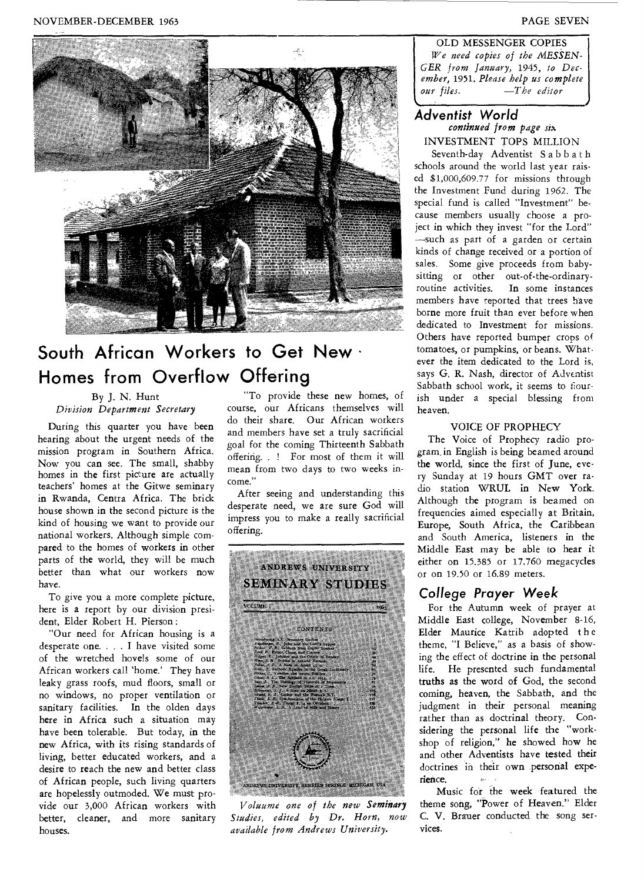## South African Workers to Get New Homes from Overflow Offering

By J. N. Hunt
*Division Department Secretary*

During this quarter you have been hearing about the urgent needs of the mission program in Southern Africa. Now you can see. The small, shabby homes in the first picture are actually teachers' homes at the Gitwe seminary in Rwanda, Centra Africa. The brick house shown in the second picture is the kind of housing we want to provide our national workers. Although simple compared to the homes of workers in other parts of the world, they will be much better than what our workers now have.

To give you a more complete picture, here is a report by our division president, Elder Robert H. Pierson:

"Our need for African housing is a desperate one. . . . I have visited some of the wretched hovels some of our African workers call 'home.' They have leaky grass roofs, mud floors, small or no windows, no proper ventilation or sanitary facilities. In the olden days here in Africa such a situation may have been tolerable. But today, in the new Africa, with its rising standards of living, better educated workers, and a desire to reach the new and better class of African people, such living quarters are hopelessly outmoded. We must provide our 3,000 African workers with better, cleaner, and more sanitary houses.

"To provide these new homes, of course, our Africans themselves will do their share. Our African workers and members have set a truly sacrificial goal for the coming Thirteenth Sabbath offering. . ! For most of them it will mean from two days to two weeks income."

After seeing and understanding this desperate need, we are sure God will impress you to make a really sacrificial offering.

*Voluume one of the new **Seminary** Studies, edited by Dr. Horn, now available from Andrews University.*

---

**OLD MESSENGER COPIES**

*We need copies of the MESSENGER from January, 1945, to December, 1951. Please help us complete our files. —The editor*

---

## Adventist World
*continued from page six*

**INVESTMENT TOPS MILLION**

Seventh-day Adventist Sabbath schools around the world last year raised $1,000,609.77 for missions through the Investment Fund during 1962. The special fund is called "Investment" because members usually choose a project in which they invest "for the Lord" —such as part of a garden or certain kinds of change received or a portion of sales. Some give proceeds from babysitting or other out-of-the-ordinary-routine activities. In some instances members have reported that trees have borne more fruit than ever before when dedicated to Investment for missions. Others have reported bumper crops of tomatoes, or pumpkins, or beans. Whatever the item dedicated to the Lord is, says G. R. Nash, director of Adventist Sabbath school work, it seems to flourish under a special blessing from heaven.

**VOICE OF PROPHECY**

The Voice of Prophecy radio program in English is being beamed around the world, since the first of June, every Sunday at 19 hours GMT over radio station WRUL in New York. Although the program is beamed on frequencies aimed especially at Britain, Europe, South Africa, the Caribbean and South America, listeners in the Middle East may be able to hear it either on 15.385 or 17.760 megacycles or on 19.50 or 16.89 meters.

## College Prayer Week

For the Autumn week of prayer at Middle East college, November 8-16, Elder Maurice Katrib adopted the theme, "I Believe," as a basis of showing the effect of doctrine in the personal life. He presented such fundamental truths as the word of God, the second coming, heaven, the Sabbath, and the judgment in their personal meaning rather than as doctrinal theory. Considering the personal life the "workshop of religion," he showed how he and other Adventists have tested their doctrines in their own personal experience.

Music for the week featured the theme song, "Power of Heaven." Elder C. V. Brauer conducted the song services.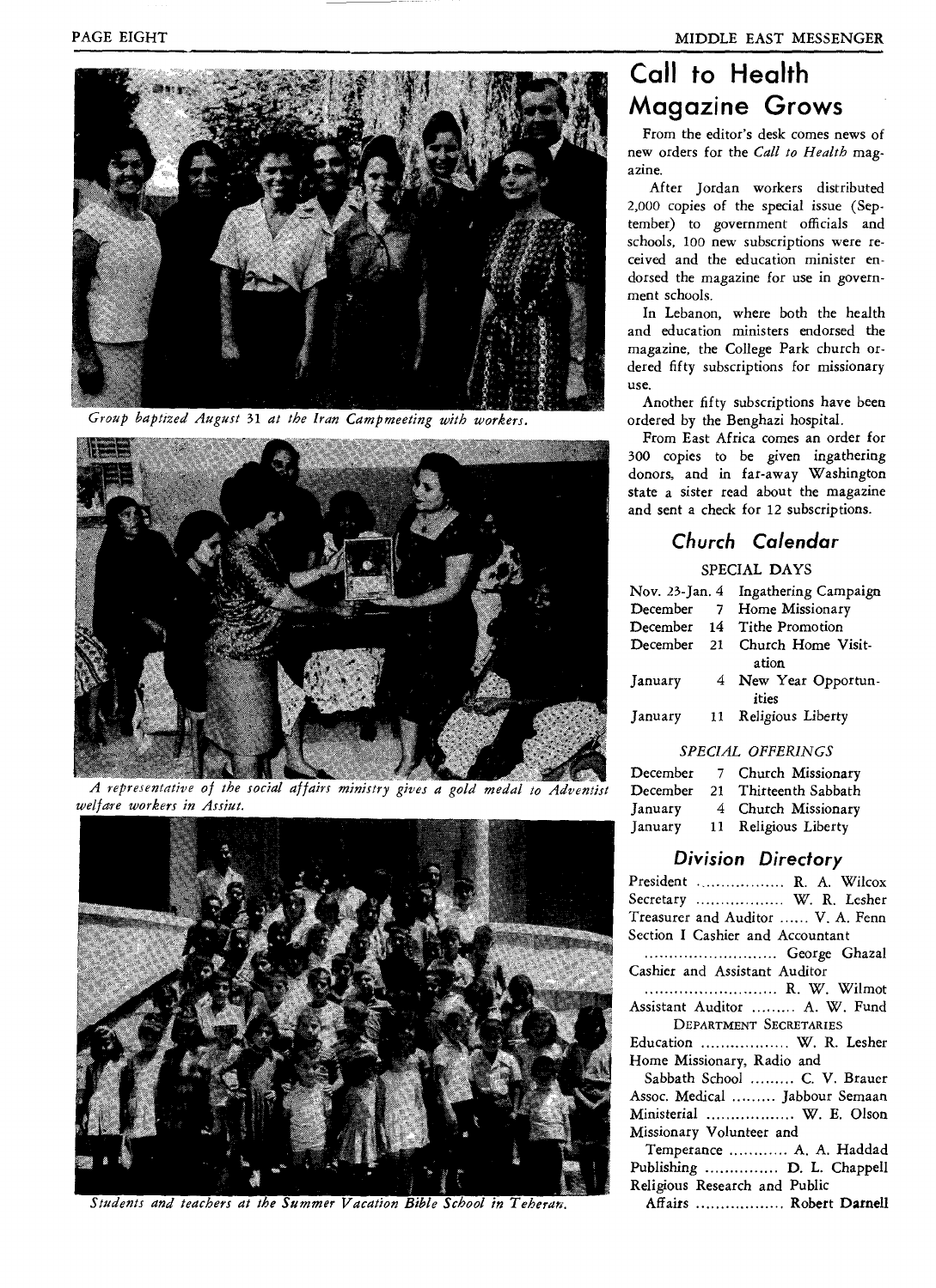Group baptized August 31 at the Iran Campmeeting with workers.

A representative of the social affairs ministry gives a gold medal to Adventist welfare workers in Assiut.

Students and teachers at the Summer Vacation Bible School in Teheran.

# Call to Health Magazine Grows

From the editor's desk comes news of new orders for the *Call to Health* magazine.

After Jordan workers distributed 2,000 copies of the special issue (September) to government officials and schools, 100 new subscriptions were received and the education minister endorsed the magazine for use in government schools.

In Lebanon, where both the health and education ministers endorsed the magazine, the College Park church ordered fifty subscriptions for missionary use.

Another fifty subscriptions have been ordered by the Benghazi hospital.

From East Africa comes an order for 300 copies to be given ingathering donors, and in far-away Washington state a sister read about the magazine and sent a check for 12 subscriptions.

## Church Calendar

### SPECIAL DAYS

| | | |
|---|---|---|
| Nov. 23-Jan. | 4 | Ingathering Campaign |
| December | 7 | Home Missionary |
| December | 14 | Tithe Promotion |
| December | 21 | Church Home Visitation |
| January | 4 | New Year Opportunities |
| January | 11 | Religious Liberty |

### *SPECIAL OFFERINGS*

| | | |
|---|---|---|
| December | 7 | Church Missionary |
| December | 21 | Thirteenth Sabbath |
| January | 4 | Church Missionary |
| January | 11 | Religious Liberty |

## Division Directory

President .................. R. A. Wilcox
Secretary .................. W. R. Lesher
Treasurer and Auditor ...... V. A. Fenn
Section I Cashier and Accountant ........................... George Ghazal
Cashier and Assistant Auditor ........................... R. W. Wilmot
Assistant Auditor ......... A. W. Fund

DEPARTMENT SECRETARIES

Education .................. W. R. Lesher
Home Missionary, Radio and Sabbath School ......... C. V. Brauer
Assoc. Medical ......... Jabbour Semaan
Ministerial .................. W. E. Olson
Missionary Volunteer and Temperance ............ A. A. Haddad
Publishing ............... D. L. Chappell
Religious Research and Public Affairs .................. Robert Darnell